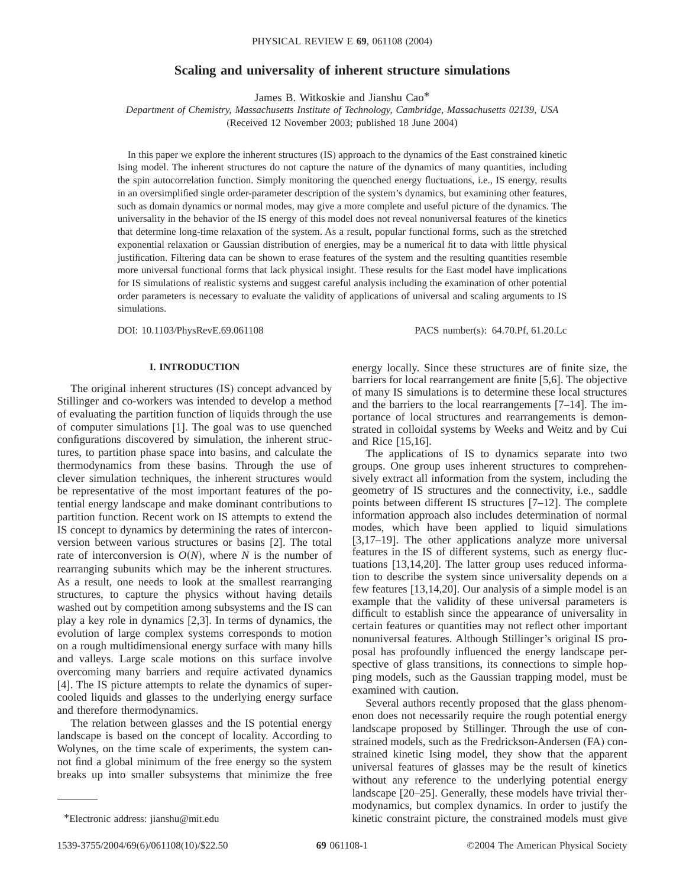# Scaling and universality of inherent structure simulations

James B. Witkoskie and Jianshu Cao*

*Department of Chemistry, Massachusetts Institute of Technology, Cambridge, Massachusetts 02139, USA*

(Received 12 November 2003; published 18 June 2004)

In this paper we explore the inherent structures (IS) approach to the dynamics of the East constrained kinetic Ising model. The inherent structures do not capture the nature of the dynamics of many quantities, including the spin autocorrelation function. Simply monitoring the quenched energy fluctuations, i.e., IS energy, results in an oversimplified single order-parameter description of the system's dynamics, but examining other features, such as domain dynamics or normal modes, may give a more complete and useful picture of the dynamics. The universality in the behavior of the IS energy of this model does not reveal nonuniversal features of the kinetics that determine long-time relaxation of the system. As a result, popular functional forms, such as the stretched exponential relaxation or Gaussian distribution of energies, may be a numerical fit to data with little physical justification. Filtering data can be shown to erase features of the system and the resulting quantities resemble more universal functional forms that lack physical insight. These results for the East model have implications for IS simulations of realistic systems and suggest careful analysis including the examination of other potential order parameters is necessary to evaluate the validity of applications of universal and scaling arguments to IS simulations.

DOI: 10.1103/PhysRevE.69.061108

PACS number(s): 64.70.Pf, 61.20.Lc

## I. INTRODUCTION

The original inherent structures (IS) concept advanced by Stillinger and co-workers was intended to develop a method of evaluating the partition function of liquids through the use of computer simulations [1]. The goal was to use quenched configurations discovered by simulation, the inherent structures, to partition phase space into basins, and calculate the thermodynamics from these basins. Through the use of clever simulation techniques, the inherent structures would be representative of the most important features of the potential energy landscape and make dominant contributions to partition function. Recent work on IS attempts to extend the IS concept to dynamics by determining the rates of interconversion between various structures or basins [2]. The total rate of interconversion is $O(N)$, where $N$ is the number of rearranging subunits which may be the inherent structures. As a result, one needs to look at the smallest rearranging structures, to capture the physics without having details washed out by competition among subsystems and the IS can play a key role in dynamics [2,3]. In terms of dynamics, the evolution of large complex systems corresponds to motion on a rough multidimensional energy surface with many hills and valleys. Large scale motions on this surface involve overcoming many barriers and require activated dynamics [4]. The IS picture attempts to relate the dynamics of supercooled liquids and glasses to the underlying energy surface and therefore thermodynamics.

The relation between glasses and the IS potential energy landscape is based on the concept of locality. According to Wolynes, on the time scale of experiments, the system cannot find a global minimum of the free energy so the system breaks up into smaller subsystems that minimize the free energy locally. Since these structures are of finite size, the barriers for local rearrangement are finite [5,6]. The objective of many IS simulations is to determine these local structures and the barriers to the local rearrangements [7–14]. The importance of local structures and rearrangements is demonstrated in colloidal systems by Weeks and Weitz and by Cui and Rice [15,16].

The applications of IS to dynamics separate into two groups. One group uses inherent structures to comprehensively extract all information from the system, including the geometry of IS structures and the connectivity, i.e., saddle points between different IS structures [7–12]. The complete information approach also includes determination of normal modes, which have been applied to liquid simulations [3,17–19]. The other applications analyze more universal features in the IS of different systems, such as energy fluctuations [13,14,20]. The latter group uses reduced information to describe the system since universality depends on a few features [13,14,20]. Our analysis of a simple model is an example that the validity of these universal parameters is difficult to establish since the appearance of universality in certain features or quantities may not reflect other important nonuniversal features. Although Stillinger's original IS proposal has profoundly influenced the energy landscape perspective of glass transitions, its connections to simple hopping models, such as the Gaussian trapping model, must be examined with caution.

Several authors recently proposed that the glass phenomenon does not necessarily require the rough potential energy landscape proposed by Stillinger. Through the use of constrained models, such as the Fredrickson-Andersen (FA) constrained kinetic Ising model, they show that the apparent universal features of glasses may be the result of kinetics without any reference to the underlying potential energy landscape [20–25]. Generally, these models have trivial thermodynamics, but complex dynamics. In order to justify the kinetic constraint picture, the constrained models must give

*Electronic address: jianshu@mit.edu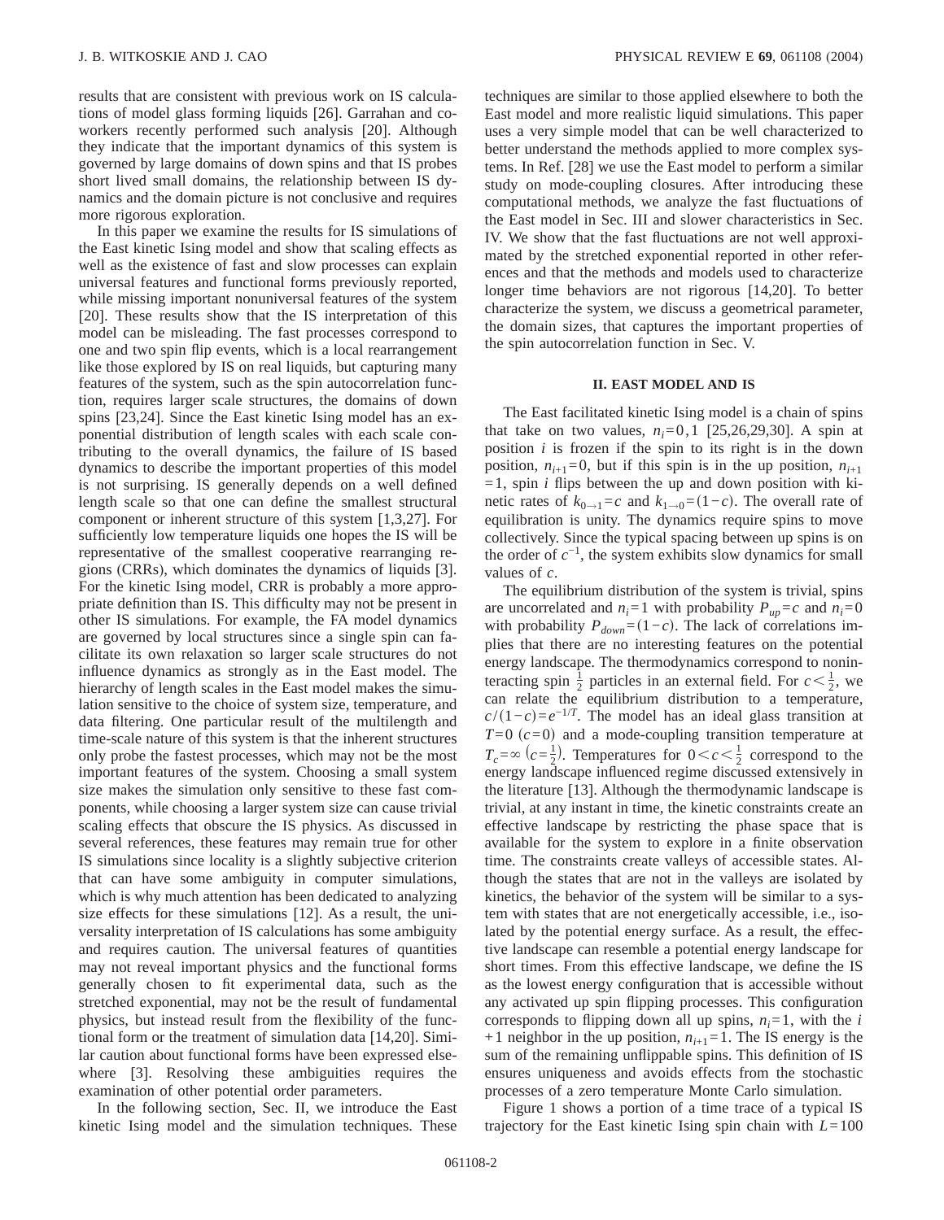results that are consistent with previous work on IS calculations of model glass forming liquids [26]. Garrahan and coworkers recently performed such analysis [20]. Although they indicate that the important dynamics of this system is governed by large domains of down spins and that IS probes short lived small domains, the relationship between IS dynamics and the domain picture is not conclusive and requires more rigorous exploration.

In this paper we examine the results for IS simulations of the East kinetic Ising model and show that scaling effects as well as the existence of fast and slow processes can explain universal features and functional forms previously reported, while missing important nonuniversal features of the system [20]. These results show that the IS interpretation of this model can be misleading. The fast processes correspond to one and two spin flip events, which is a local rearrangement like those explored by IS on real liquids, but capturing many features of the system, such as the spin autocorrelation function, requires larger scale structures, the domains of down spins [23,24]. Since the East kinetic Ising model has an exponential distribution of length scales with each scale contributing to the overall dynamics, the failure of IS based dynamics to describe the important properties of this model is not surprising. IS generally depends on a well defined length scale so that one can define the smallest structural component or inherent structure of this system [1,3,27]. For sufficiently low temperature liquids one hopes the IS will be representative of the smallest cooperative rearranging regions (CRRs), which dominates the dynamics of liquids [3]. For the kinetic Ising model, CRR is probably a more appropriate definition than IS. This difficulty may not be present in other IS simulations. For example, the FA model dynamics are governed by local structures since a single spin can facilitate its own relaxation so larger scale structures do not influence dynamics as strongly as in the East model. The hierarchy of length scales in the East model makes the simulation sensitive to the choice of system size, temperature, and data filtering. One particular result of the multilength and time-scale nature of this system is that the inherent structures only probe the fastest processes, which may not be the most important features of the system. Choosing a small system size makes the simulation only sensitive to these fast components, while choosing a larger system size can cause trivial scaling effects that obscure the IS physics. As discussed in several references, these features may remain true for other IS simulations since locality is a slightly subjective criterion that can have some ambiguity in computer simulations, which is why much attention has been dedicated to analyzing size effects for these simulations [12]. As a result, the universality interpretation of IS calculations has some ambiguity and requires caution. The universal features of quantities may not reveal important physics and the functional forms generally chosen to fit experimental data, such as the stretched exponential, may not be the result of fundamental physics, but instead result from the flexibility of the functional form or the treatment of simulation data [14,20]. Similar caution about functional forms have been expressed elsewhere [3]. Resolving these ambiguities requires the examination of other potential order parameters.

In the following section, Sec. II, we introduce the East kinetic Ising model and the simulation techniques. These techniques are similar to those applied elsewhere to both the East model and more realistic liquid simulations. This paper uses a very simple model that can be well characterized to better understand the methods applied to more complex systems. In Ref. [28] we use the East model to perform a similar study on mode-coupling closures. After introducing these computational methods, we analyze the fast fluctuations of the East model in Sec. III and slower characteristics in Sec. IV. We show that the fast fluctuations are not well approximated by the stretched exponential reported in other references and that the methods and models used to characterize longer time behaviors are not rigorous [14,20]. To better characterize the system, we discuss a geometrical parameter, the domain sizes, that captures the important properties of the spin autocorrelation function in Sec. V.

## II. EAST MODEL AND IS

The East facilitated kinetic Ising model is a chain of spins that take on two values, $n_i=0,1$ [25,26,29,30]. A spin at position $i$ is frozen if the spin to its right is in the down position, $n_{i+1}=0$, but if this spin is in the up position, $n_{i+1}=1$, spin $i$ flips between the up and down position with kinetic rates of $k_{0\to 1}=c$ and $k_{1\to 0}=(1-c)$. The overall rate of equilibration is unity. The dynamics require spins to move collectively. Since the typical spacing between up spins is on the order of $c^{-1}$, the system exhibits slow dynamics for small values of $c$.

The equilibrium distribution of the system is trivial, spins are uncorrelated and $n_i=1$ with probability $P_{up}=c$ and $n_i=0$ with probability $P_{down}=(1-c)$. The lack of correlations implies that there are no interesting features on the potential energy landscape. The thermodynamics correspond to noninteracting spin $\frac{1}{2}$ particles in an external field. For $c<\frac{1}{2}$, we can relate the equilibrium distribution to a temperature, $c/(1-c)=e^{-1/T}$. The model has an ideal glass transition at $T=0$ $(c=0)$ and a mode-coupling transition temperature at $T_c=\infty$ $\left(c=\frac{1}{2}\right)$. Temperatures for $0<c<\frac{1}{2}$ correspond to the energy landscape influenced regime discussed extensively in the literature [13]. Although the thermodynamic landscape is trivial, at any instant in time, the kinetic constraints create an effective landscape by restricting the phase space that is available for the system to explore in a finite observation time. The constraints create valleys of accessible states. Although the states that are not in the valleys are isolated by kinetics, the behavior of the system will be similar to a system with states that are not energetically accessible, i.e., isolated by the potential energy surface. As a result, the effective landscape can resemble a potential energy landscape for short times. From this effective landscape, we define the IS as the lowest energy configuration that is accessible without any activated up spin flipping processes. This configuration corresponds to flipping down all up spins, $n_i=1$, with the $i+1$ neighbor in the up position, $n_{i+1}=1$. The IS energy is the sum of the remaining unflippable spins. This definition of IS ensures uniqueness and avoids effects from the stochastic processes of a zero temperature Monte Carlo simulation.

Figure 1 shows a portion of a time trace of a typical IS trajectory for the East kinetic Ising spin chain with $L=100$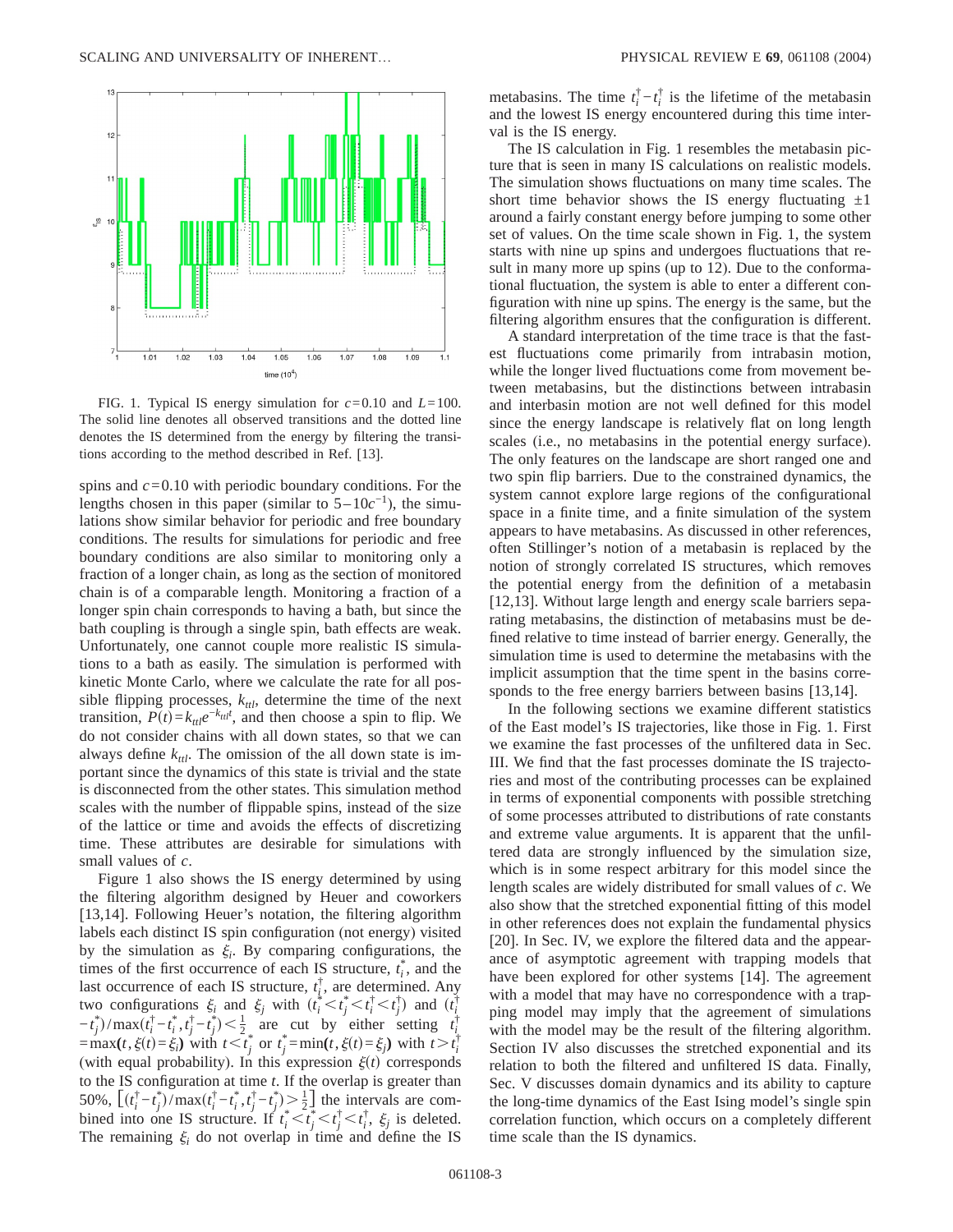13

12

11

$\epsilon_{IS}$ 10

9

8

7

1 1.01 1.02 1.03 1.04 1.05 1.06 1.07 1.08 1.09 1.1

time ($10^4$)

FIG. 1. Typical IS energy simulation for $c=0.10$ and $L=100$. The solid line denotes all observed transitions and the dotted line denotes the IS determined from the energy by filtering the transitions according to the method described in Ref. [13].

spins and $c=0.10$ with periodic boundary conditions. For the lengths chosen in this paper (similar to $5-10c^{-1}$), the simulations show similar behavior for periodic and free boundary conditions. The results for simulations for periodic and free boundary conditions are also similar to monitoring only a fraction of a longer chain, as long as the section of monitored chain is of a comparable length. Monitoring a fraction of a longer spin chain corresponds to having a bath, but since the bath coupling is through a single spin, bath effects are weak. Unfortunately, one cannot couple more realistic IS simulations to a bath as easily. The simulation is performed with kinetic Monte Carlo, where we calculate the rate for all possible flipping processes, $k_{ttl}$, determine the time of the next transition, $P(t)=k_{ttl}e^{-k_{ttl}t}$, and then choose a spin to flip. We do not consider chains with all down states, so that we can always define $k_{ttl}$. The omission of the all down state is important since the dynamics of this state is trivial and the state is disconnected from the other states. This simulation method scales with the number of flippable spins, instead of the size of the lattice or time and avoids the effects of discretizing time. These attributes are desirable for simulations with small values of $c$.

Figure 1 also shows the IS energy determined by using the filtering algorithm designed by Heuer and coworkers [13,14]. Following Heuer's notation, the filtering algorithm labels each distinct IS spin configuration (not energy) visited by the simulation as $\xi_i$. By comparing configurations, the times of the first occurrence of each IS structure, $t_i^*$, and the last occurrence of each IS structure, $t_i^\dagger$, are determined. Any two configurations $\xi_i$ and $\xi_j$ with $(t_i^* < t_j^* < t_i^\dagger < t_j^\dagger)$ and $(t_i^\dagger - t_j^*)/\max(t_i^\dagger - t_i^*, t_j^\dagger - t_j^*) < \frac{1}{2}$ are cut by either setting $t_i^\dagger = \max(t, \xi(t)=\xi_i)$ with $t < t_j^*$ or $t_j^* = \min(t, \xi(t)=\xi_j)$ with $t > t_i^\dagger$ (with equal probability). In this expression $\xi(t)$ corresponds to the IS configuration at time $t$. If the overlap is greater than 50%, $[(t_i^\dagger - t_j^*)/\max(t_i^\dagger - t_i^*, t_j^\dagger - t_j^*) > \frac{1}{2}]$ the intervals are combined into one IS structure. If $t_i^* < t_j^* < t_j^\dagger < t_i^\dagger$, $\xi_j$ is deleted. The remaining $\xi_i$ do not overlap in time and define the IS metabasins. The time $t_i^\dagger - t_i^\dagger$ is the lifetime of the metabasin and the lowest IS energy encountered during this time interval is the IS energy.

The IS calculation in Fig. 1 resembles the metabasin picture that is seen in many IS calculations on realistic models. The simulation shows fluctuations on many time scales. The short time behavior shows the IS energy fluctuating $\pm 1$ around a fairly constant energy before jumping to some other set of values. On the time scale shown in Fig. 1, the system starts with nine up spins and undergoes fluctuations that result in many more up spins (up to 12). Due to the conformational fluctuation, the system is able to enter a different configuration with nine up spins. The energy is the same, but the filtering algorithm ensures that the configuration is different.

A standard interpretation of the time trace is that the fastest fluctuations come primarily from intrabasin motion, while the longer lived fluctuations come from movement between metabasins, but the distinctions between intrabasin and interbasin motion are not well defined for this model since the energy landscape is relatively flat on long length scales (i.e., no metabasins in the potential energy surface). The only features on the landscape are short ranged one and two spin flip barriers. Due to the constrained dynamics, the system cannot explore large regions of the configurational space in a finite time, and a finite simulation of the system appears to have metabasins. As discussed in other references, often Stillinger's notion of a metabasin is replaced by the notion of strongly correlated IS structures, which removes the potential energy from the definition of a metabasin [12,13]. Without large length and energy scale barriers separating metabasins, the distinction of metabasins must be defined relative to time instead of barrier energy. Generally, the simulation time is used to determine the metabasins with the implicit assumption that the time spent in the basins corresponds to the free energy barriers between basins [13,14].

In the following sections we examine different statistics of the East model's IS trajectories, like those in Fig. 1. First we examine the fast processes of the unfiltered data in Sec. III. We find that the fast processes dominate the IS trajectories and most of the contributing processes can be explained in terms of exponential components with possible stretching of some processes attributed to distributions of rate constants and extreme value arguments. It is apparent that the unfiltered data are strongly influenced by the simulation size, which is in some respect arbitrary for this model since the length scales are widely distributed for small values of $c$. We also show that the stretched exponential fitting of this model in other references does not explain the fundamental physics [20]. In Sec. IV, we explore the filtered data and the appearance of asymptotic agreement with trapping models that have been explored for other systems [14]. The agreement with a model that may have no correspondence with a trapping model may imply that the agreement of simulations with the model may be the result of the filtering algorithm. Section IV also discusses the stretched exponential and its relation to both the filtered and unfiltered IS data. Finally, Sec. V discusses domain dynamics and its ability to capture the long-time dynamics of the East Ising model's single spin correlation function, which occurs on a completely different time scale than the IS dynamics.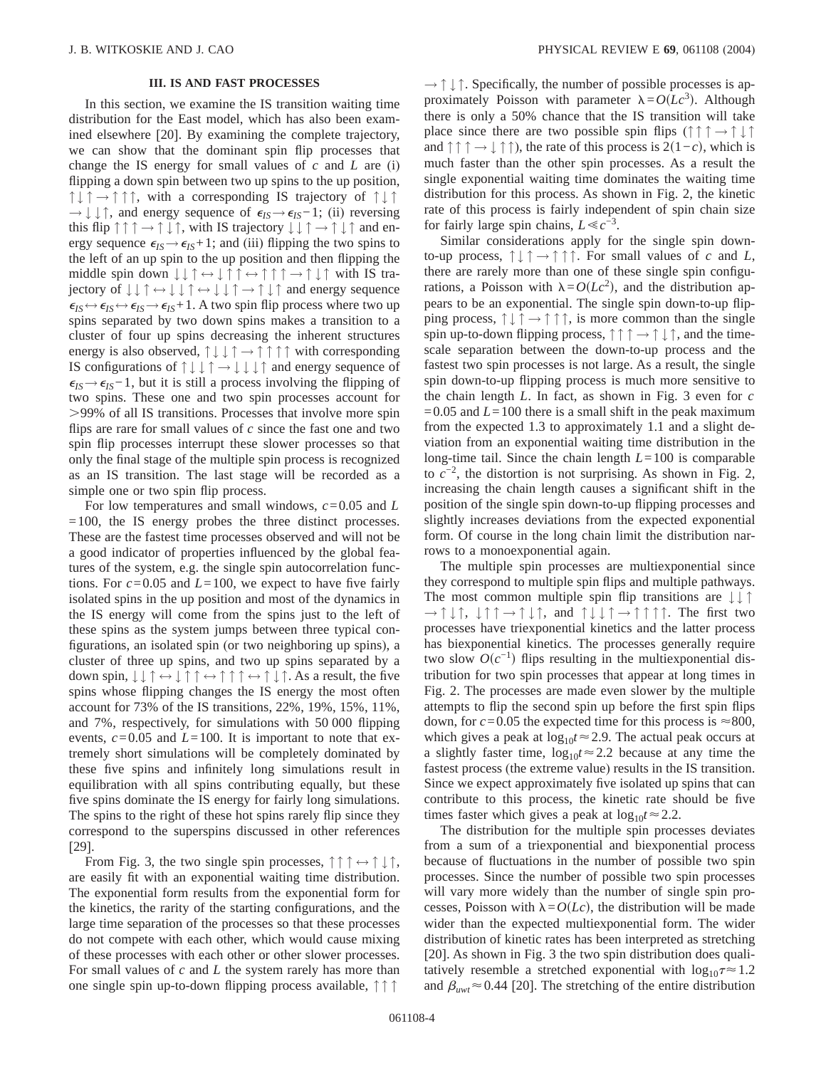## III. IS AND FAST PROCESSES

In this section, we examine the IS transition waiting time distribution for the East model, which has also been examined elsewhere [20]. By examining the complete trajectory, we can show that the dominant spin flip processes that change the IS energy for small values of $c$ and $L$ are (i) flipping a down spin between two up spins to the up position, $\uparrow\downarrow\uparrow \rightarrow \uparrow\uparrow\uparrow$, with a corresponding IS trajectory of $\uparrow\downarrow\uparrow \rightarrow \downarrow\downarrow\uparrow$, and energy sequence of $\epsilon_{IS} \rightarrow \epsilon_{IS}-1$; (ii) reversing this flip $\uparrow\uparrow\uparrow \rightarrow \uparrow\downarrow\uparrow$, with IS trajectory $\downarrow\downarrow\uparrow \rightarrow \uparrow\downarrow\uparrow$ and energy sequence $\epsilon_{IS} \rightarrow \epsilon_{IS}+1$; and (iii) flipping the two spins to the left of an up spin to the up position and then flipping the middle spin down $\downarrow\downarrow\uparrow \leftrightarrow \downarrow\uparrow\uparrow \leftrightarrow \uparrow\uparrow\uparrow \rightarrow \uparrow\downarrow\uparrow$ with IS trajectory of $\downarrow\downarrow\uparrow \leftrightarrow \downarrow\downarrow\uparrow \leftrightarrow \downarrow\downarrow\uparrow \rightarrow \uparrow\downarrow\uparrow$ and energy sequence $\epsilon_{IS} \leftrightarrow \epsilon_{IS} \leftrightarrow \epsilon_{IS} \rightarrow \epsilon_{IS}+1$. A two spin flip process where two up spins separated by two down spins makes a transition to a cluster of four up spins decreasing the inherent structures energy is also observed, $\uparrow\downarrow\downarrow\uparrow \rightarrow \uparrow\uparrow\uparrow\uparrow$ with corresponding IS configurations of $\uparrow\downarrow\downarrow\uparrow \rightarrow \downarrow\downarrow\downarrow\uparrow$ and energy sequence of $\epsilon_{IS} \rightarrow \epsilon_{IS}-1$, but it is still a process involving the flipping of two spins. These one and two spin processes account for >99% of all IS transitions. Processes that involve more spin flips are rare for small values of $c$ since the fast one and two spin flip processes interrupt these slower processes so that only the final stage of the multiple spin process is recognized as an IS transition. The last stage will be recorded as a simple one or two spin flip process.

For low temperatures and small windows, $c=0.05$ and $L=100$, the IS energy probes the three distinct processes. These are the fastest time processes observed and will not be a good indicator of properties influenced by the global features of the system, e.g. the single spin autocorrelation functions. For $c=0.05$ and $L=100$, we expect to have five fairly isolated spins in the up position and most of the dynamics in the IS energy will come from the spins just to the left of these spins as the system jumps between three typical configurations, an isolated spin (or two neighboring up spins), a cluster of three up spins, and two up spins separated by a down spin, $\downarrow\downarrow\uparrow \leftrightarrow \downarrow\uparrow\uparrow \leftrightarrow \uparrow\uparrow\uparrow \leftrightarrow \uparrow\downarrow\uparrow$. As a result, the five spins whose flipping changes the IS energy the most often account for 73% of the IS transitions, 22%, 19%, 15%, 11%, and 7%, respectively, for simulations with 50 000 flipping events, $c=0.05$ and $L=100$. It is important to note that extremely short simulations will be completely dominated by these five spins and infinitely long simulations result in equilibration with all spins contributing equally, but these five spins dominate the IS energy for fairly long simulations. The spins to the right of these hot spins rarely flip since they correspond to the superspins discussed in other references [29].

From Fig. 3, the two single spin processes, $\uparrow\uparrow\uparrow \leftrightarrow \uparrow\downarrow\uparrow$, are easily fit with an exponential waiting time distribution. The exponential form results from the exponential form for the kinetics, the rarity of the starting configurations, and the large time separation of the processes so that these processes do not compete with each other, which would cause mixing of these processes with each other or other slower processes. For small values of $c$ and $L$ the system rarely has more than one single spin up-to-down flipping process available, $\uparrow\uparrow\uparrow \rightarrow \uparrow\downarrow\uparrow$. Specifically, the number of possible processes is approximately Poisson with parameter $\lambda=O(Lc^3)$. Although there is only a 50% chance that the IS transition will take place since there are two possible spin flips ($\uparrow\uparrow\uparrow \rightarrow \uparrow\downarrow\uparrow$ and $\uparrow\uparrow\uparrow \rightarrow \downarrow\uparrow\uparrow$), the rate of this process is $2(1-c)$, which is much faster than the other spin processes. As a result the single exponential waiting time dominates the waiting time distribution for this process. As shown in Fig. 2, the kinetic rate of this process is fairly independent of spin chain size for fairly large spin chains, $L \ll c^{-3}$.

Similar considerations apply for the single spin down-to-up process, $\uparrow\downarrow\uparrow \rightarrow \uparrow\uparrow\uparrow$. For small values of $c$ and $L$, there are rarely more than one of these single spin configurations, a Poisson with $\lambda=O(Lc^2)$, and the distribution appears to be an exponential. The single spin down-to-up flipping process, $\uparrow\downarrow\uparrow \rightarrow \uparrow\uparrow\uparrow$, is more common than the single spin up-to-down flipping process, $\uparrow\uparrow\uparrow \rightarrow \uparrow\downarrow\uparrow$, and the time-scale separation between the down-to-up process and the fastest two spin processes is not large. As a result, the single spin down-to-up flipping process is much more sensitive to the chain length $L$. In fact, as shown in Fig. 3 even for $c=0.05$ and $L=100$ there is a small shift in the peak maximum from the expected 1.3 to approximately 1.1 and a slight deviation from an exponential waiting time distribution in the long-time tail. Since the chain length $L=100$ is comparable to $c^{-2}$, the distortion is not surprising. As shown in Fig. 2, increasing the chain length causes a significant shift in the position of the single spin down-to-up flipping processes and slightly increases deviations from the expected exponential form. Of course in the long chain limit the distribution narrows to a monoexponential again.

The multiple spin processes are multiexponential since they correspond to multiple spin flips and multiple pathways. The most common multiple spin flip transitions are $\downarrow\downarrow\uparrow \rightarrow \uparrow\downarrow\uparrow$, $\downarrow\uparrow\uparrow \rightarrow \uparrow\downarrow\uparrow$, and $\uparrow\downarrow\downarrow\uparrow \rightarrow \uparrow\uparrow\uparrow\uparrow$. The first two processes have triexponential kinetics and the latter process has biexponential kinetics. The processes generally require two slow $O(c^{-1})$ flips resulting in the multiexponential distribution for two spin processes that appear at long times in Fig. 2. The processes are made even slower by the multiple attempts to flip the second spin up before the first spin flips down, for $c=0.05$ the expected time for this process is $\approx 800$, which gives a peak at $\log_{10}t \approx 2.9$. The actual peak occurs at a slightly faster time, $\log_{10}t \approx 2.2$ because at any time the fastest process (the extreme value) results in the IS transition. Since we expect approximately five isolated up spins that can contribute to this process, the kinetic rate should be five times faster which gives a peak at $\log_{10}t \approx 2.2$.

The distribution for the multiple spin processes deviates from a sum of a triexponential and biexponential process because of fluctuations in the number of possible two spin processes. Since the number of possible two spin processes will vary more widely than the number of single spin processes, Poisson with $\lambda=O(Lc)$, the distribution will be made wider than the expected multiexponential form. The wider distribution of kinetic rates has been interpreted as stretching [20]. As shown in Fig. 3 the two spin distribution does qualitatively resemble a stretched exponential with $\log_{10}\tau \approx 1.2$ and $\beta_{uwt} \approx 0.44$ [20]. The stretching of the entire distribution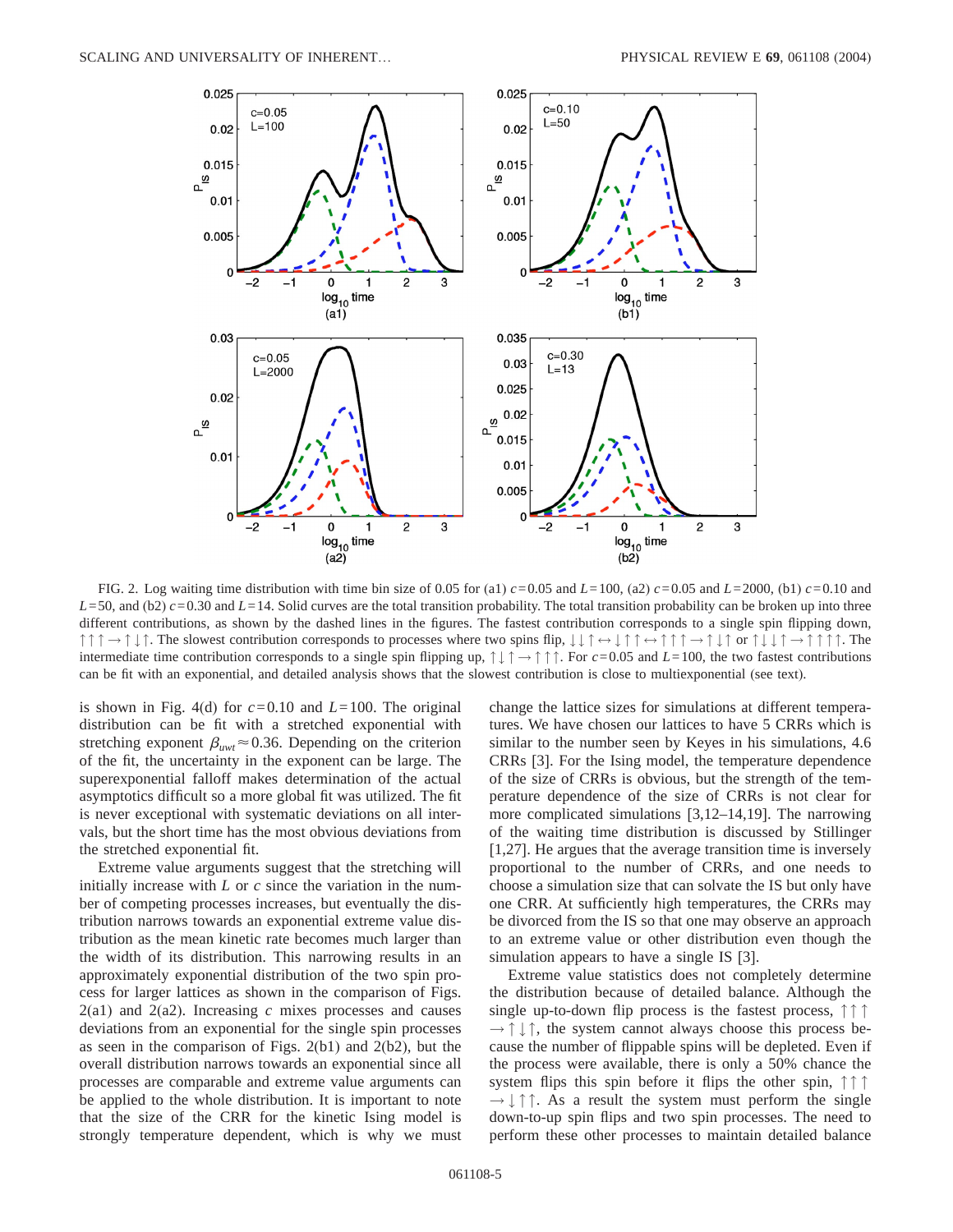FIG. 2. Log waiting time distribution with time bin size of 0.05 for (a1) $c=0.05$ and $L=100$, (a2) $c=0.05$ and $L=2000$, (b1) $c=0.10$ and $L=50$, and (b2) $c=0.30$ and $L=14$. Solid curves are the total transition probability. The total transition probability can be broken up into three different contributions, as shown by the dashed lines in the figures. The fastest contribution corresponds to a single spin flipping down, $\uparrow\uparrow\uparrow \rightarrow \uparrow\downarrow\uparrow$. The slowest contribution corresponds to processes where two spins flip, $\downarrow\downarrow\uparrow \leftrightarrow \downarrow\uparrow\uparrow \leftrightarrow \uparrow\uparrow\uparrow \rightarrow \uparrow\downarrow\uparrow$ or $\uparrow\downarrow\downarrow\uparrow \rightarrow \uparrow\uparrow\uparrow\uparrow$. The intermediate time contribution corresponds to a single spin flipping up, $\uparrow\downarrow\uparrow \rightarrow \uparrow\uparrow\uparrow$. For $c=0.05$ and $L=100$, the two fastest contributions can be fit with an exponential, and detailed analysis shows that the slowest contribution is close to multiexponential (see text).

is shown in Fig. 4(d) for $c=0.10$ and $L=100$. The original distribution can be fit with a stretched exponential with stretching exponent $\beta_{uwt} \approx 0.36$. Depending on the criterion of the fit, the uncertainty in the exponent can be large. The superexponential falloff makes determination of the actual asymptotics difficult so a more global fit was utilized. The fit is never exceptional with systematic deviations on all intervals, but the short time has the most obvious deviations from the stretched exponential fit.

Extreme value arguments suggest that the stretching will initially increase with $L$ or $c$ since the variation in the number of competing processes increases, but eventually the distribution narrows towards an exponential extreme value distribution as the mean kinetic rate becomes much larger than the width of its distribution. This narrowing results in an approximately exponential distribution of the two spin process for larger lattices as shown in the comparison of Figs. 2(a1) and 2(a2). Increasing $c$ mixes processes and causes deviations from an exponential for the single spin processes as seen in the comparison of Figs. 2(b1) and 2(b2), but the overall distribution narrows towards an exponential since all processes are comparable and extreme value arguments can be applied to the whole distribution. It is important to note that the size of the CRR for the kinetic Ising model is strongly temperature dependent, which is why we must change the lattice sizes for simulations at different temperatures. We have chosen our lattices to have 5 CRRs which is similar to the number seen by Keyes in his simulations, 4.6 CRRs [3]. For the Ising model, the temperature dependence of the size of CRRs is obvious, but the strength of the temperature dependence of the size of CRRs is not clear for more complicated simulations [3,12–14,19]. The narrowing of the waiting time distribution is discussed by Stillinger [1,27]. He argues that the average transition time is inversely proportional to the number of CRRs, and one needs to choose a simulation size that can solvate the IS but only have one CRR. At sufficiently high temperatures, the CRRs may be divorced from the IS so that one may observe an approach to an extreme value or other distribution even though the simulation appears to have a single IS [3].

Extreme value statistics does not completely determine the distribution because of detailed balance. Although the single up-to-down flip process is the fastest process, $\uparrow\uparrow\uparrow \rightarrow \uparrow\downarrow\uparrow$, the system cannot always choose this process because the number of flippable spins will be depleted. Even if the process were available, there is only a 50% chance the system flips this spin before it flips the other spin, $\uparrow\uparrow\uparrow \rightarrow \downarrow\uparrow\uparrow$. As a result the system must perform the single down-to-up spin flips and two spin processes. The need to perform these other processes to maintain detailed balance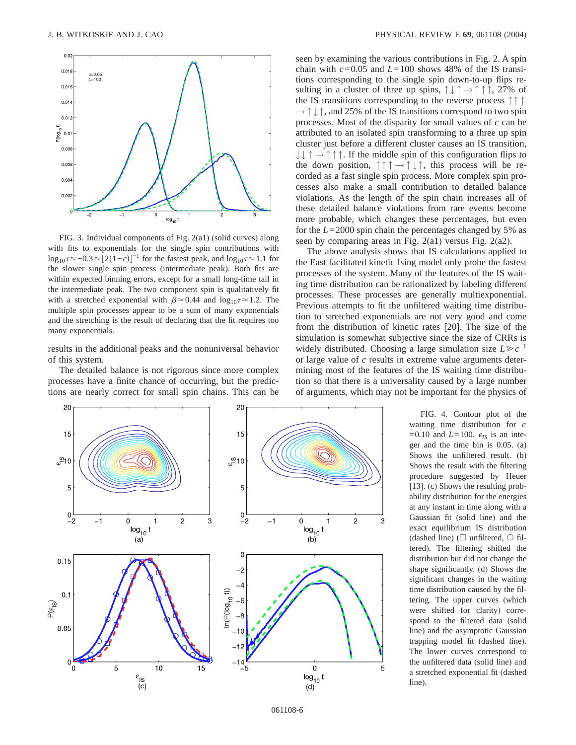FIG. 3. Individual components of Fig. 2(a1) (solid curves) along with fits to exponentials for the single spin contributions with $\log_{10}\tau \approx -0.3 \approx [2(1-c)]^{-1}$ for the fastest peak, and $\log_{10}\tau \approx 1.1$ for the slower single spin process (intermediate peak). Both fits are within expected binning errors, except for a small long-time tail in the intermediate peak. The two component spin is qualitatively fit with a stretched exponential with $\beta \approx 0.44$ and $\log_{10}\tau \approx 1.2$. The multiple spin processes appear to be a sum of many exponentials and the stretching is the result of declaring that the fit requires too many exponentials.

results in the additional peaks and the nonuniversal behavior of this system.

The detailed balance is not rigorous since more complex processes have a finite chance of occurring, but the predictions are nearly correct for small spin chains. This can be seen by examining the various contributions in Fig. 2. A spin chain with $c=0.05$ and $L=100$ shows 48% of the IS transitions corresponding to the single spin down-to-up flips resulting in a cluster of three up spins, $\uparrow\downarrow\uparrow \rightarrow \uparrow\uparrow\uparrow$, 27% of the IS transitions corresponding to the reverse process $\uparrow\uparrow\uparrow \rightarrow \uparrow\downarrow\uparrow$, and 25% of the IS transitions correspond to two spin processes. Most of the disparity for small values of $c$ can be attributed to an isolated spin transforming to a three up spin cluster just before a different cluster causes an IS transition, $\downarrow\downarrow\uparrow \rightarrow \uparrow\uparrow\uparrow$. If the middle spin of this configuration flips to the down position, $\uparrow\uparrow\uparrow \rightarrow \uparrow\downarrow\uparrow$, this process will be recorded as a fast single spin process. More complex spin processes also make a small contribution to detailed balance violations. As the length of the spin chain increases all of these detailed balance violations from rare events become more probable, which changes these percentages, but even for the $L=2000$ spin chain the percentages changed by 5% as seen by comparing areas in Fig. 2(a1) versus Fig. 2(a2).

The above analysis shows that IS calculations applied to the East facilitated kinetic Ising model only probe the fastest processes of the system. Many of the features of the IS waiting time distribution can be rationalized by labeling different processes. These processes are generally multiexponential. Previous attempts to fit the unfiltered waiting time distribution to stretched exponentials are not very good and come from the distribution of kinetic rates [20]. The size of the simulation is somewhat subjective since the size of CRRs is widely distributed. Choosing a large simulation size $L \gg c^{-1}$ or large value of $c$ results in extreme value arguments determining most of the features of the IS waiting time distribution so that there is a universality caused by a large number of arguments, which may not be important for the physics of

FIG. 4. Contour plot of the waiting time distribution for $c=0.10$ and $L=100$. $\epsilon_{IS}$ is an integer and the time bin is 0.05. (a) Shows the unfiltered result. (b) Shows the result with the filtering procedure suggested by Heuer [13]. (c) Shows the resulting probability distribution for the energies at any instant in time along with a Gaussian fit (solid line) and the exact equilibrium IS distribution (dashed line) (□ unfiltered, ○ filtered). The filtering shifted the distribution but did not change the shape significantly. (d) Shows the significant changes in the waiting time distribution caused by the filtering. The upper curves (which were shifted for clarity) correspond to the filtered data (solid line) and the asymptotic Gaussian trapping model fit (dashed line). The lower curves correspond to the unfiltered data (solid line) and a stretched exponential fit (dashed line).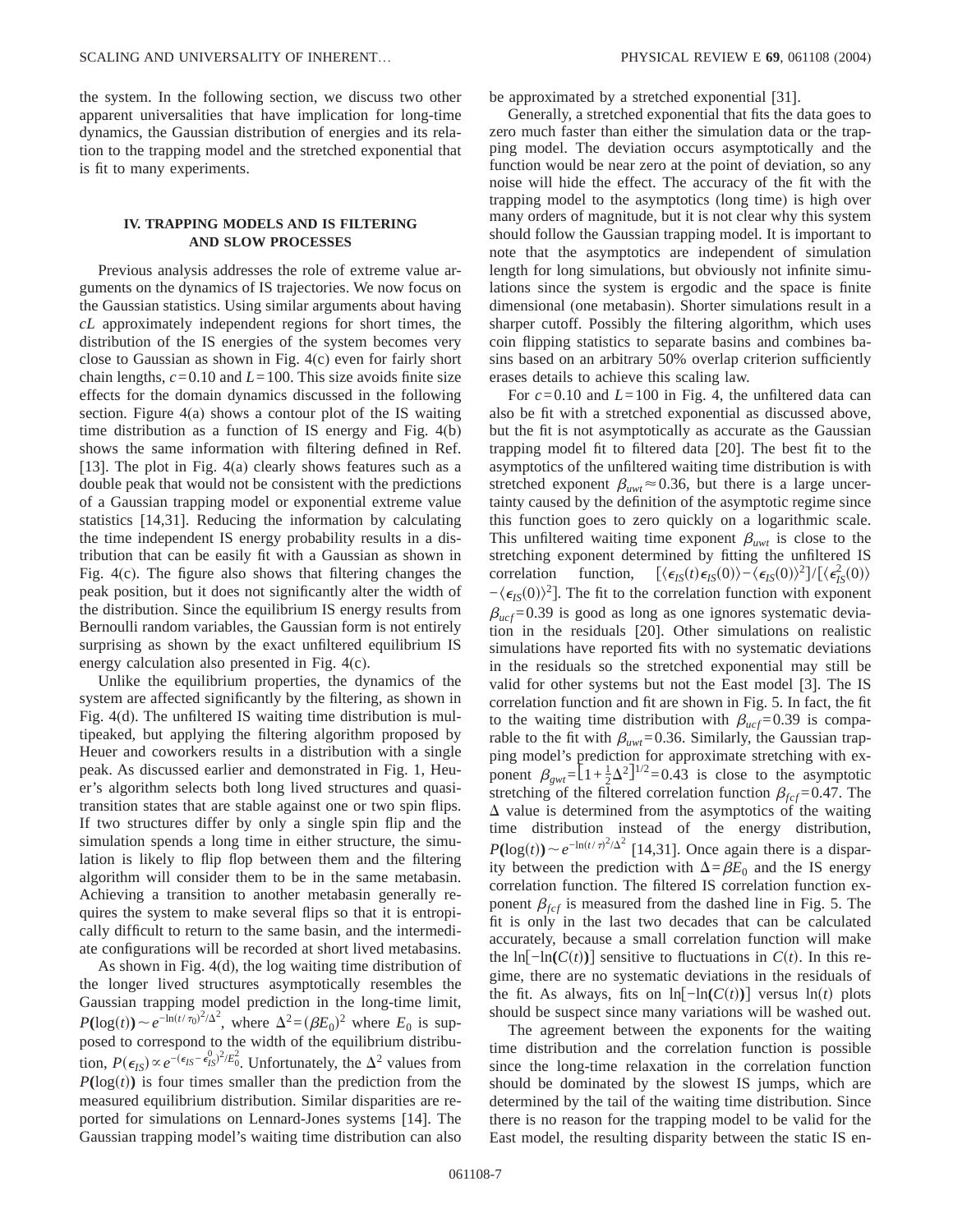the system. In the following section, we discuss two other apparent universalities that have implication for long-time dynamics, the Gaussian distribution of energies and its relation to the trapping model and the stretched exponential that is fit to many experiments.

## IV. TRAPPING MODELS AND IS FILTERING AND SLOW PROCESSES

Previous analysis addresses the role of extreme value arguments on the dynamics of IS trajectories. We now focus on the Gaussian statistics. Using similar arguments about having $cL$ approximately independent regions for short times, the distribution of the IS energies of the system becomes very close to Gaussian as shown in Fig. 4(c) even for fairly short chain lengths, $c=0.10$ and $L=100$. This size avoids finite size effects for the domain dynamics discussed in the following section. Figure 4(a) shows a contour plot of the IS waiting time distribution as a function of IS energy and Fig. 4(b) shows the same information with filtering defined in Ref. [13]. The plot in Fig. 4(a) clearly shows features such as a double peak that would not be consistent with the predictions of a Gaussian trapping model or exponential extreme value statistics [14,31]. Reducing the information by calculating the time independent IS energy probability results in a distribution that can be easily fit with a Gaussian as shown in Fig. 4(c). The figure also shows that filtering changes the peak position, but it does not significantly alter the width of the distribution. Since the equilibrium IS energy results from Bernoulli random variables, the Gaussian form is not entirely surprising as shown by the exact unfiltered equilibrium IS energy calculation also presented in Fig. 4(c).

Unlike the equilibrium properties, the dynamics of the system are affected significantly by the filtering, as shown in Fig. 4(d). The unfiltered IS waiting time distribution is multipeaked, but applying the filtering algorithm proposed by Heuer and coworkers results in a distribution with a single peak. As discussed earlier and demonstrated in Fig. 1, Heuer's algorithm selects both long lived structures and quasitransition states that are stable against one or two spin flips. If two structures differ by only a single spin flip and the simulation spends a long time in either structure, the simulation is likely to flip flop between them and the filtering algorithm will consider them to be in the same metabasin. Achieving a transition to another metabasin generally requires the system to make several flips so that it is entropically difficult to return to the same basin, and the intermediate configurations will be recorded at short lived metabasins.

As shown in Fig. 4(d), the log waiting time distribution of the longer lived structures asymptotically resembles the Gaussian trapping model prediction in the long-time limit, $P(\log(t)) \sim e^{-\ln(t/\tau_0)^2/\Delta^2}$, where $\Delta^2 = (\beta E_0)^2$ where $E_0$ is supposed to correspond to the width of the equilibrium distribution, $P(\epsilon_{IS}) \propto e^{-(\epsilon_{IS}-\epsilon_{IS}^0)^2/E_0^2}$. Unfortunately, the $\Delta^2$ values from $P(\log(t))$ is four times smaller than the prediction from the measured equilibrium distribution. Similar disparities are reported for simulations on Lennard-Jones systems [14]. The Gaussian trapping model's waiting time distribution can also be approximated by a stretched exponential [31].

Generally, a stretched exponential that fits the data goes to zero much faster than either the simulation data or the trapping model. The deviation occurs asymptotically and the function would be near zero at the point of deviation, so any noise will hide the effect. The accuracy of the fit with the trapping model to the asymptotics (long time) is high over many orders of magnitude, but it is not clear why this system should follow the Gaussian trapping model. It is important to note that the asymptotics are independent of simulation length for long simulations, but obviously not infinite simulations since the system is ergodic and the space is finite dimensional (one metabasin). Shorter simulations result in a sharper cutoff. Possibly the filtering algorithm, which uses coin flipping statistics to separate basins and combines basins based on an arbitrary 50% overlap criterion sufficiently erases details to achieve this scaling law.

For $c=0.10$ and $L=100$ in Fig. 4, the unfiltered data can also be fit with a stretched exponential as discussed above, but the fit is not asymptotically as accurate as the Gaussian trapping model fit to filtered data [20]. The best fit to the asymptotics of the unfiltered waiting time distribution is with stretched exponent $\beta_{uwt} \approx 0.36$, but there is a large uncertainty caused by the definition of the asymptotic regime since this function goes to zero quickly on a logarithmic scale. This unfiltered waiting time exponent $\beta_{uwt}$ is close to the stretching exponent determined by fitting the unfiltered IS correlation function, $[\langle \epsilon_{IS}(t)\epsilon_{IS}(0)\rangle - \langle \epsilon_{IS}(0)\rangle^2]/[\langle \epsilon_{IS}^2(0)\rangle - \langle \epsilon_{IS}(0)\rangle^2]$. The fit to the correlation function with exponent $\beta_{ucf}=0.39$ is good as long as one ignores systematic deviation in the residuals [20]. Other simulations on realistic simulations have reported fits with no systematic deviations in the residuals so the stretched exponential may still be valid for other systems but not the East model [3]. The IS correlation function and fit are shown in Fig. 5. In fact, the fit to the waiting time distribution with $\beta_{ucf}=0.39$ is comparable to the fit with $\beta_{uwt}=0.36$. Similarly, the Gaussian trapping model's prediction for approximate stretching with exponent $\beta_{gwt} = [1+\frac{1}{2}\Delta^2]^{1/2} = 0.43$ is close to the asymptotic stretching of the filtered correlation function $\beta_{fcf}=0.47$. The $\Delta$ value is determined from the asymptotics of the waiting time distribution instead of the energy distribution, $P(\log(t)) \sim e^{-\ln(t/\tau)^2/\Delta^2}$ [14,31]. Once again there is a disparity between the prediction with $\Delta = \beta E_0$ and the IS energy correlation function. The filtered IS correlation function exponent $\beta_{fcf}$ is measured from the dashed line in Fig. 5. The fit is only in the last two decades that can be calculated accurately, because a small correlation function will make the $\ln[-\ln(C(t))]$ sensitive to fluctuations in $C(t)$. In this regime, there are no systematic deviations in the residuals of the fit. As always, fits on $\ln[-\ln(C(t))]$ versus $\ln(t)$ plots should be suspect since many variations will be washed out.

The agreement between the exponents for the waiting time distribution and the correlation function is possible since the long-time relaxation in the correlation function should be dominated by the slowest IS jumps, which are determined by the tail of the waiting time distribution. Since there is no reason for the trapping model to be valid for the East model, the resulting disparity between the static IS en-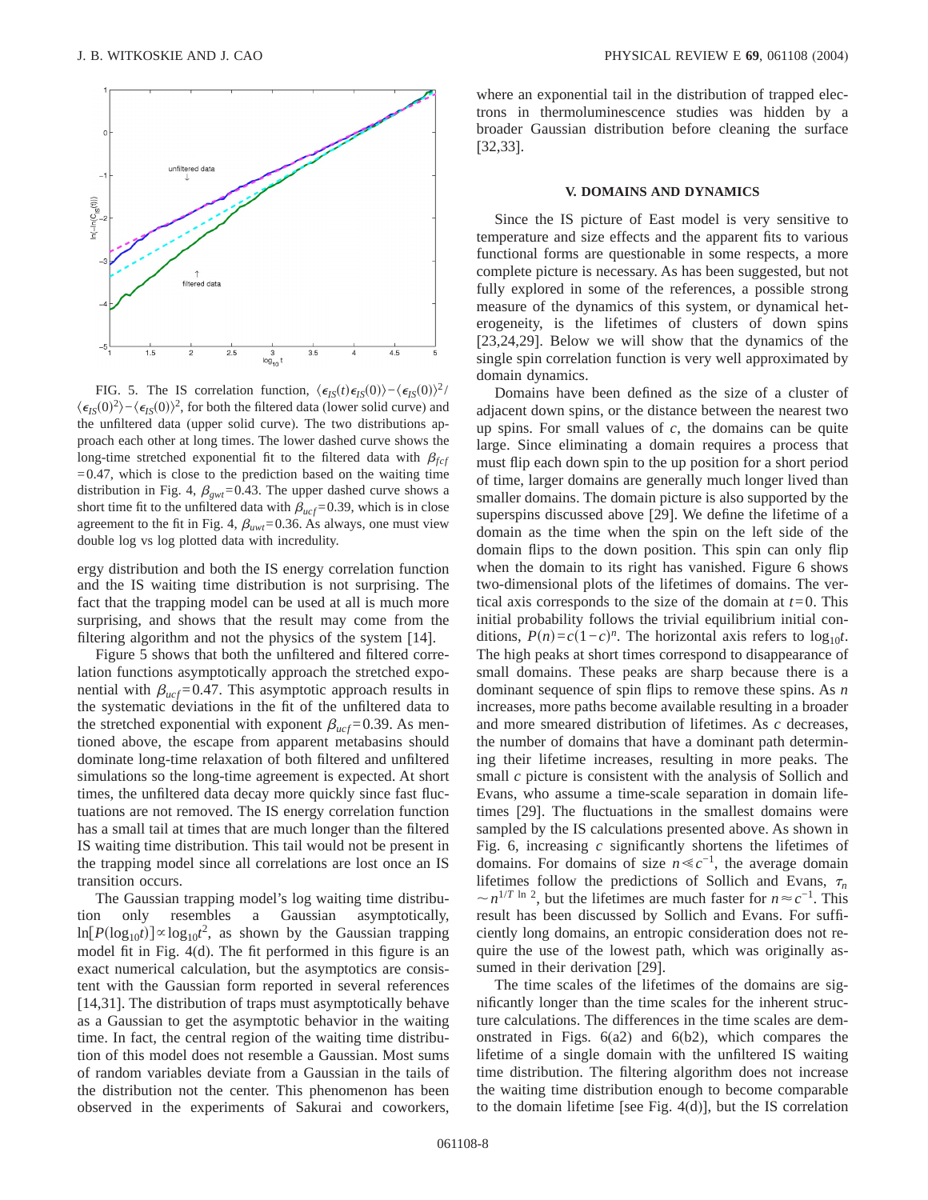FIG. 5. The IS correlation function, $\langle \epsilon_{IS}(t)\epsilon_{IS}(0)\rangle - \langle \epsilon_{IS}(0)\rangle^2 / \langle \epsilon_{IS}(0)^2\rangle - \langle \epsilon_{IS}(0)\rangle^2$, for both the filtered data (lower solid curve) and the unfiltered data (upper solid curve). The two distributions approach each other at long times. The lower dashed curve shows the long-time stretched exponential fit to the filtered data with $\beta_{fcf}=0.47$, which is close to the prediction based on the waiting time distribution in Fig. 4, $\beta_{gwt}=0.43$. The upper dashed curve shows a short time fit to the unfiltered data with $\beta_{ucf}=0.39$, which is in close agreement to the fit in Fig. 4, $\beta_{uwt}=0.36$. As always, one must view double log vs log plotted data with incredulity.

ergy distribution and both the IS energy correlation function and the IS waiting time distribution is not surprising. The fact that the trapping model can be used at all is much more surprising, and shows that the result may come from the filtering algorithm and not the physics of the system [14].

Figure 5 shows that both the unfiltered and filtered correlation functions asymptotically approach the stretched exponential with $\beta_{ucf}=0.47$. This asymptotic approach results in the systematic deviations in the fit of the unfiltered data to the stretched exponential with exponent $\beta_{ucf}=0.39$. As mentioned above, the escape from apparent metabasins should dominate long-time relaxation of both filtered and unfiltered simulations so the long-time agreement is expected. At short times, the unfiltered data decay more quickly since fast fluctuations are not removed. The IS energy correlation function has a small tail at times that are much longer than the filtered IS waiting time distribution. This tail would not be present in the trapping model since all correlations are lost once an IS transition occurs.

The Gaussian trapping model's log waiting time distribution only resembles a Gaussian asymptotically, $\ln[P(\log_{10}t)] \propto \log_{10}t^2$, as shown by the Gaussian trapping model fit in Fig. 4(d). The fit performed in this figure is an exact numerical calculation, but the asymptotics are consistent with the Gaussian form reported in several references [14,31]. The distribution of traps must asymptotically behave as a Gaussian to get the asymptotic behavior in the waiting time. In fact, the central region of the waiting time distribution of this model does not resemble a Gaussian. Most sums of random variables deviate from a Gaussian in the tails of the distribution not the center. This phenomenon has been observed in the experiments of Sakurai and coworkers, where an exponential tail in the distribution of trapped electrons in thermoluminescence studies was hidden by a broader Gaussian distribution before cleaning the surface [32,33].

## V. DOMAINS AND DYNAMICS

Since the IS picture of East model is very sensitive to temperature and size effects and the apparent fits to various functional forms are questionable in some respects, a more complete picture is necessary. As has been suggested, but not fully explored in some of the references, a possible strong measure of the dynamics of this system, or dynamical heterogeneity, is the lifetimes of clusters of down spins [23,24,29]. Below we will show that the dynamics of the single spin correlation function is very well approximated by domain dynamics.

Domains have been defined as the size of a cluster of adjacent down spins, or the distance between the nearest two up spins. For small values of $c$, the domains can be quite large. Since eliminating a domain requires a process that must flip each down spin to the up position for a short period of time, larger domains are generally much longer lived than smaller domains. The domain picture is also supported by the superspins discussed above [29]. We define the lifetime of a domain as the time when the spin on the left side of the domain flips to the down position. This spin can only flip when the domain to its right has vanished. Figure 6 shows two-dimensional plots of the lifetimes of domains. The vertical axis corresponds to the size of the domain at $t=0$. This initial probability follows the trivial equilibrium initial conditions, $P(n)=c(1-c)^n$. The horizontal axis refers to $\log_{10}t$. The high peaks at short times correspond to disappearance of small domains. These peaks are sharp because there is a dominant sequence of spin flips to remove these spins. As $n$ increases, more paths become available resulting in a broader and more smeared distribution of lifetimes. As $c$ decreases, the number of domains that have a dominant path determining their lifetime increases, resulting in more peaks. The small $c$ picture is consistent with the analysis of Sollich and Evans, who assume a time-scale separation in domain lifetimes [29]. The fluctuations in the smallest domains were sampled by the IS calculations presented above. As shown in Fig. 6, increasing $c$ significantly shortens the lifetimes of domains. For domains of size $n \ll c^{-1}$, the average domain lifetimes follow the predictions of Sollich and Evans, $\tau_n \sim n^{1/T \ln 2}$, but the lifetimes are much faster for $n \approx c^{-1}$. This result has been discussed by Sollich and Evans. For sufficiently long domains, an entropic consideration does not require the use of the lowest path, which was originally assumed in their derivation [29].

The time scales of the lifetimes of the domains are significantly longer than the time scales for the inherent structure calculations. The differences in the time scales are demonstrated in Figs. 6(a2) and 6(b2), which compares the lifetime of a single domain with the unfiltered IS waiting time distribution. The filtering algorithm does not increase the waiting time distribution enough to become comparable to the domain lifetime [see Fig. 4(d)], but the IS correlation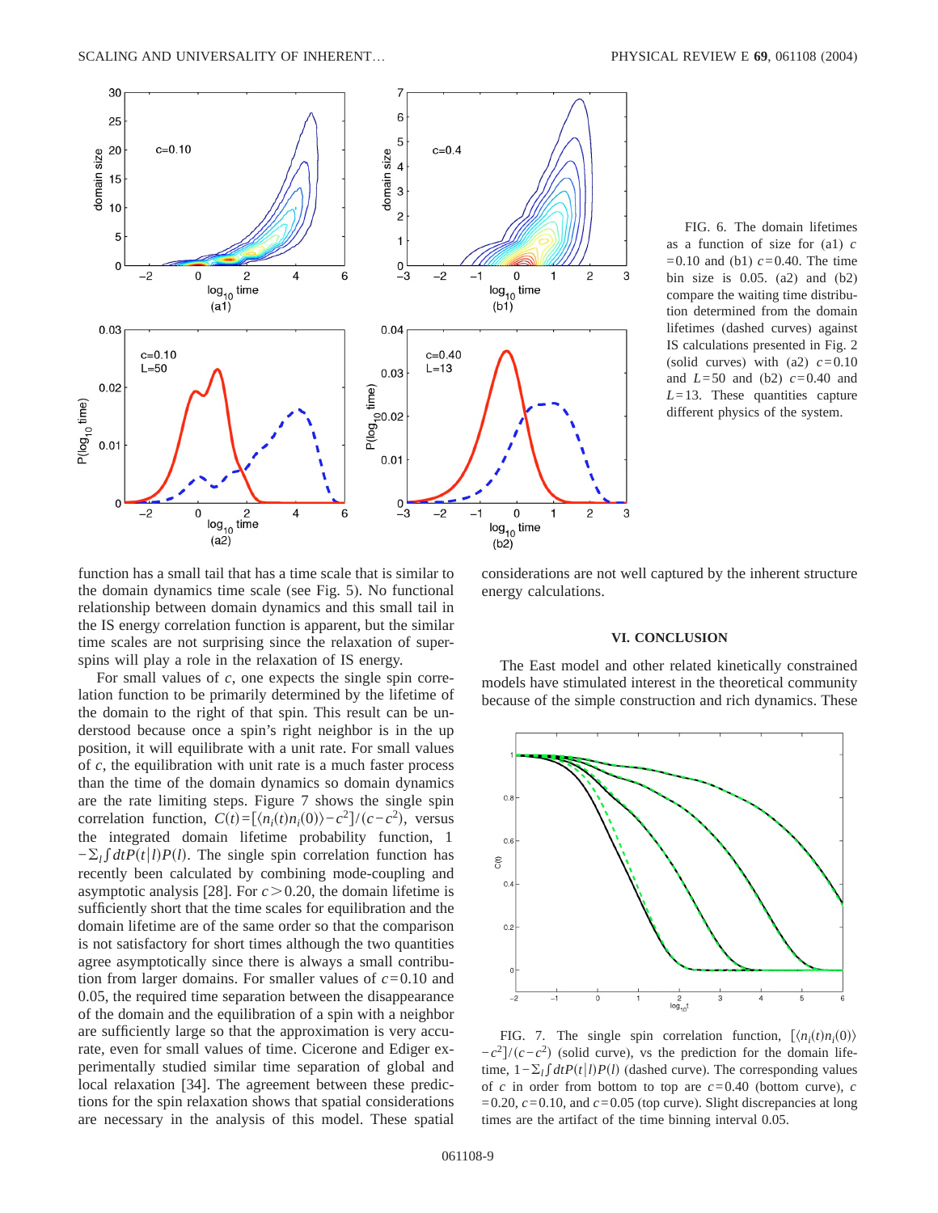FIG. 6. The domain lifetimes as a function of size for (a1) $c = 0.10$ and (b1) $c = 0.40$. The time bin size is 0.05. (a2) and (b2) compare the waiting time distribution determined from the domain lifetimes (dashed curves) against IS calculations presented in Fig. 2 (solid curves) with (a2) $c = 0.10$ and $L = 50$ and (b2) $c = 0.40$ and $L = 13$. These quantities capture different physics of the system.

function has a small tail that has a time scale that is similar to the domain dynamics time scale (see Fig. 5). No functional relationship between domain dynamics and this small tail in the IS energy correlation function is apparent, but the similar time scales are not surprising since the relaxation of superspins will play a role in the relaxation of IS energy.

For small values of $c$, one expects the single spin correlation function to be primarily determined by the lifetime of the domain to the right of that spin. This result can be understood because once a spin's right neighbor is in the up position, it will equilibrate with a unit rate. For small values of $c$, the equilibration with unit rate is a much faster process than the time of the domain dynamics so domain dynamics are the rate limiting steps. Figure 7 shows the single spin correlation function, $C(t) = [\langle n_i(t) n_i(0) \rangle - c^2]/(c - c^2)$, versus the integrated domain lifetime probability function, $1 - \Sigma_l \int dt P(t|l) P(l)$. The single spin correlation function has recently been calculated by combining mode-coupling and asymptotic analysis [28]. For $c > 0.20$, the domain lifetime is sufficiently short that the time scales for equilibration and the domain lifetime are of the same order so that the comparison is not satisfactory for short times although the two quantities agree asymptotically since there is always a small contribution from larger domains. For smaller values of $c = 0.10$ and 0.05, the required time separation between the disappearance of the domain and the equilibration of a spin with a neighbor are sufficiently large so that the approximation is very accurate, even for small values of time. Cicerone and Ediger experimentally studied similar time separation of global and local relaxation [34]. The agreement between these predictions for the spin relaxation shows that spatial considerations are necessary in the analysis of this model. These spatial considerations are not well captured by the inherent structure energy calculations.

## VI. CONCLUSION

The East model and other related kinetically constrained models have stimulated interest in the theoretical community because of the simple construction and rich dynamics. These

FIG. 7. The single spin correlation function, $[\langle n_i(t) n_i(0) \rangle - c^2]/(c - c^2)$ (solid curve), vs the prediction for the domain lifetime, $1 - \Sigma_l \int dt P(t|l) P(l)$ (dashed curve). The corresponding values of $c$ in order from bottom to top are $c = 0.40$ (bottom curve), $c = 0.20$, $c = 0.10$, and $c = 0.05$ (top curve). Slight discrepancies at long times are the artifact of the time binning interval 0.05.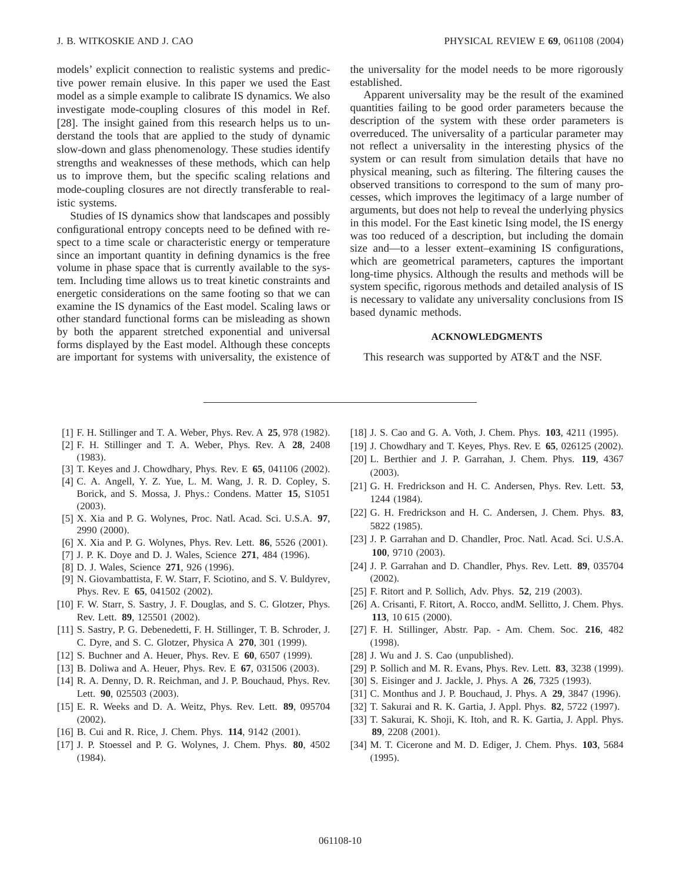models' explicit connection to realistic systems and predictive power remain elusive. In this paper we used the East model as a simple example to calibrate IS dynamics. We also investigate mode-coupling closures of this model in Ref. [28]. The insight gained from this research helps us to understand the tools that are applied to the study of dynamic slow-down and glass phenomenology. These studies identify strengths and weaknesses of these methods, which can help us to improve them, but the specific scaling relations and mode-coupling closures are not directly transferable to realistic systems.

Studies of IS dynamics show that landscapes and possibly configurational entropy concepts need to be defined with respect to a time scale or characteristic energy or temperature since an important quantity in defining dynamics is the free volume in phase space that is currently available to the system. Including time allows us to treat kinetic constraints and energetic considerations on the same footing so that we can examine the IS dynamics of the East model. Scaling laws or other standard functional forms can be misleading as shown by both the apparent stretched exponential and universal forms displayed by the East model. Although these concepts are important for systems with universality, the existence of the universality for the model needs to be more rigorously established.

Apparent universality may be the result of the examined quantities failing to be good order parameters because the description of the system with these order parameters is overreduced. The universality of a particular parameter may not reflect a universality in the interesting physics of the system or can result from simulation details that have no physical meaning, such as filtering. The filtering causes the observed transitions to correspond to the sum of many processes, which improves the legitimacy of a large number of arguments, but does not help to reveal the underlying physics in this model. For the East kinetic Ising model, the IS energy was too reduced of a description, but including the domain size and—to a lesser extent–examining IS configurations, which are geometrical parameters, captures the important long-time physics. Although the results and methods will be system specific, rigorous methods and detailed analysis of IS is necessary to validate any universality conclusions from IS based dynamic methods.

## ACKNOWLEDGMENTS

This research was supported by AT&T and the NSF.

---

[1] F. H. Stillinger and T. A. Weber, Phys. Rev. A **25**, 978 (1982).

[2] F. H. Stillinger and T. A. Weber, Phys. Rev. A **28**, 2408 (1983).

[3] T. Keyes and J. Chowdhary, Phys. Rev. E **65**, 041106 (2002).

[4] C. A. Angell, Y. Z. Yue, L. M. Wang, J. R. D. Copley, S. Borick, and S. Mossa, J. Phys.: Condens. Matter **15**, S1051 (2003).

[5] X. Xia and P. G. Wolynes, Proc. Natl. Acad. Sci. U.S.A. **97**, 2990 (2000).

[6] X. Xia and P. G. Wolynes, Phys. Rev. Lett. **86**, 5526 (2001).

[7] J. P. K. Doye and D. J. Wales, Science **271**, 484 (1996).

[8] D. J. Wales, Science **271**, 926 (1996).

[9] N. Giovambattista, F. W. Starr, F. Sciotino, and S. V. Buldyrev, Phys. Rev. E **65**, 041502 (2002).

[10] F. W. Starr, S. Sastry, J. F. Douglas, and S. C. Glotzer, Phys. Rev. Lett. **89**, 125501 (2002).

[11] S. Sastry, P. G. Debenedetti, F. H. Stillinger, T. B. Schroder, J. C. Dyre, and S. C. Glotzer, Physica A **270**, 301 (1999).

[12] S. Buchner and A. Heuer, Phys. Rev. E **60**, 6507 (1999).

[13] B. Doliwa and A. Heuer, Phys. Rev. E **67**, 031506 (2003).

[14] R. A. Denny, D. R. Reichman, and J. P. Bouchaud, Phys. Rev. Lett. **90**, 025503 (2003).

[15] E. R. Weeks and D. A. Weitz, Phys. Rev. Lett. **89**, 095704 (2002).

[16] B. Cui and R. Rice, J. Chem. Phys. **114**, 9142 (2001).

[17] J. P. Stoessel and P. G. Wolynes, J. Chem. Phys. **80**, 4502 (1984).

[18] J. S. Cao and G. A. Voth, J. Chem. Phys. **103**, 4211 (1995).

[19] J. Chowdhary and T. Keyes, Phys. Rev. E **65**, 026125 (2002).

[20] L. Berthier and J. P. Garrahan, J. Chem. Phys. **119**, 4367 (2003).

[21] G. H. Fredrickson and H. C. Andersen, Phys. Rev. Lett. **53**, 1244 (1984).

[22] G. H. Fredrickson and H. C. Andersen, J. Chem. Phys. **83**, 5822 (1985).

[23] J. P. Garrahan and D. Chandler, Proc. Natl. Acad. Sci. U.S.A. **100**, 9710 (2003).

[24] J. P. Garrahan and D. Chandler, Phys. Rev. Lett. **89**, 035704 (2002).

[25] F. Ritort and P. Sollich, Adv. Phys. **52**, 219 (2003).

[26] A. Crisanti, F. Ritort, A. Rocco, andM. Sellitto, J. Chem. Phys. **113**, 10 615 (2000).

[27] F. H. Stillinger, Abstr. Pap. - Am. Chem. Soc. **216**, 482 (1998).

[28] J. Wu and J. S. Cao (unpublished).

[29] P. Sollich and M. R. Evans, Phys. Rev. Lett. **83**, 3238 (1999).

[30] S. Eisinger and J. Jackle, J. Phys. A **26**, 7325 (1993).

[31] C. Monthus and J. P. Bouchaud, J. Phys. A **29**, 3847 (1996).

[32] T. Sakurai and R. K. Gartia, J. Appl. Phys. **82**, 5722 (1997).

[33] T. Sakurai, K. Shoji, K. Itoh, and R. K. Gartia, J. Appl. Phys. **89**, 2208 (2001).

[34] M. T. Cicerone and M. D. Ediger, J. Chem. Phys. **103**, 5684 (1995).